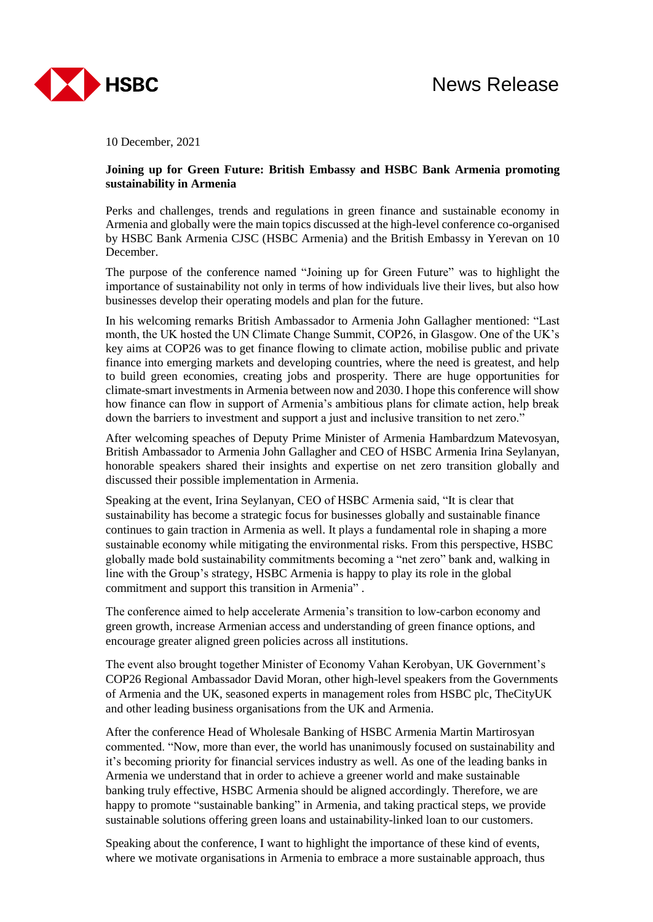HSBC

News Release

10 December, 2021

**Joining up for Green Future: British Embassy and HSBC Bank Armenia promoting sustainability in Armenia**

Perks and challenges, trends and regulations in green finance and sustainable economy in Armenia and globally were the main topics discussed at the high-level conference co-organised by HSBC Bank Armenia CJSC (HSBC Armenia) and the British Embassy in Yerevan on 10 December.

The purpose of the conference named “Joining up for Green Future” was to highlight the importance of sustainability not only in terms of how individuals live their lives, but also how businesses develop their operating models and plan for the future.

In his welcoming remarks British Ambassador to Armenia John Gallagher mentioned: “Last month, the UK hosted the UN Climate Change Summit, COP26, in Glasgow. One of the UK’s key aims at COP26 was to get finance flowing to climate action, mobilise public and private finance into emerging markets and developing countries, where the need is greatest, and help to build green economies, creating jobs and prosperity. There are huge opportunities for climate-smart investments in Armenia between now and 2030. I hope this conference will show how finance can flow in support of Armenia’s ambitious plans for climate action, help break down the barriers to investment and support a just and inclusive transition to net zero.”

After welcoming speaches of Deputy Prime Minister of Armenia Hambardzum Matevosyan, British Ambassador to Armenia John Gallagher and CEO of HSBC Armenia Irina Seylanyan, honorable speakers shared their insights and expertise on net zero transition globally and discussed their possible implementation in Armenia.

Speaking at the event, Irina Seylanyan, CEO of HSBC Armenia said, “It is clear that sustainability has become a strategic focus for businesses globally and sustainable finance continues to gain traction in Armenia as well. It plays a fundamental role in shaping a more sustainable economy while mitigating the environmental risks. From this perspective, HSBC globally made bold sustainability commitments becoming a “net zero” bank and, walking in line with the Group’s strategy, HSBC Armenia is happy to play its role in the global commitment and support this transition in Armenia” .

The conference aimed to help accelerate Armenia’s transition to low-carbon economy and green growth, increase Armenian access and understanding of green finance options, and encourage greater aligned green policies across all institutions.

The event also brought together Minister of Economy Vahan Kerobyan, UK Government’s COP26 Regional Ambassador David Moran, other high-level speakers from the Governments of Armenia and the UK, seasoned experts in management roles from HSBC plc, TheCityUK and other leading business organisations from the UK and Armenia.

After the conference Head of Wholesale Banking of HSBC Armenia Martin Martirosyan commented. “Now, more than ever, the world has unanimously focused on sustainability and it’s becoming priority for financial services industry as well. As one of the leading banks in Armenia we understand that in order to achieve a greener world and make sustainable banking truly effective, HSBC Armenia should be aligned accordingly. Therefore, we are happy to promote “sustainable banking” in Armenia, and taking practical steps, we provide sustainable solutions offering green loans and ustainability-linked loan to our customers.

Speaking about the conference, I want to highlight the importance of these kind of events, where we motivate organisations in Armenia to embrace a more sustainable approach, thus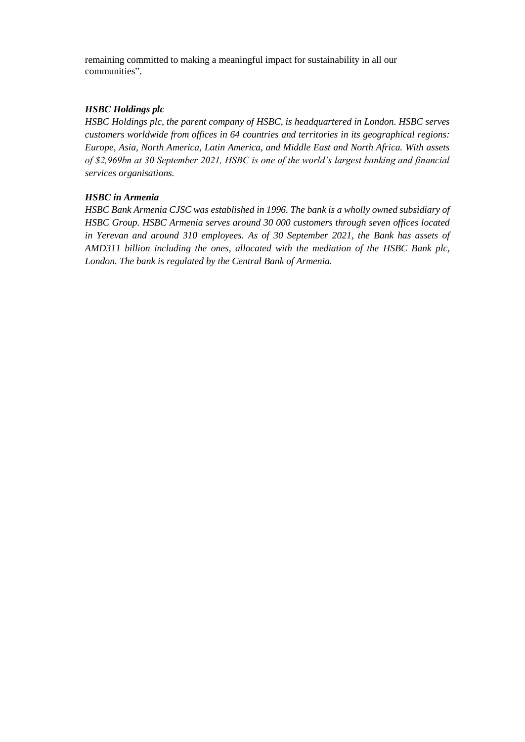remaining committed to making a meaningful impact for sustainability in all our communities".

***HSBC Holdings plc***

*HSBC Holdings plc, the parent company of HSBC, is headquartered in London. HSBC serves customers worldwide from offices in 64 countries and territories in its geographical regions: Europe, Asia, North America, Latin America, and Middle East and North Africa. With assets of $2,969bn at 30 September 2021, HSBC is one of the world's largest banking and financial services organisations.*

***HSBC in Armenia***

*HSBC Bank Armenia CJSC was established in 1996. The bank is a wholly owned subsidiary of HSBC Group. HSBC Armenia serves around 30 000 customers through seven offices located in Yerevan and around 310 employees. As of 30 September 2021, the Bank has assets of AMD311 billion including the ones, allocated with the mediation of the HSBC Bank plc, London. The bank is regulated by the Central Bank of Armenia.*